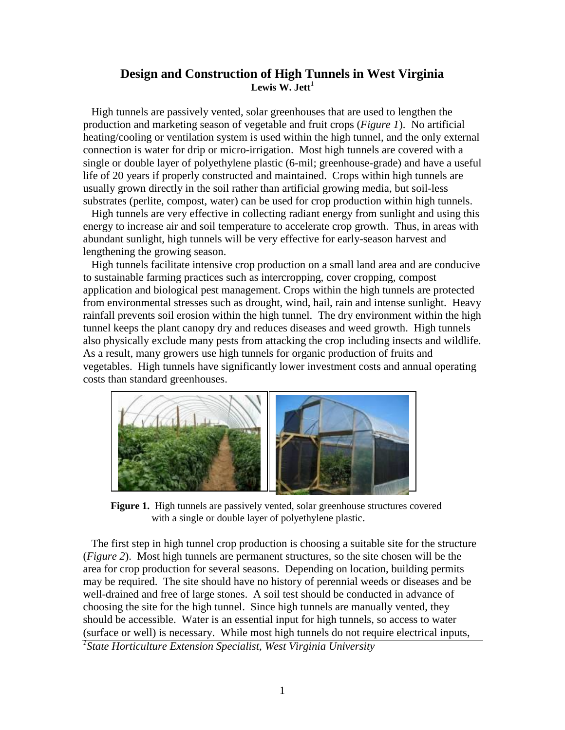# Design and Construction of High Tunnels in West Virginia

**Lewis W. Jett[1]**

High tunnels are passively vented, solar greenhouses that are used to lengthen the production and marketing season of vegetable and fruit crops (*Figure 1*). No artificial heating/cooling or ventilation system is used within the high tunnel, and the only external connection is water for drip or micro-irrigation. Most high tunnels are covered with a single or double layer of polyethylene plastic (6-mil; greenhouse-grade) and have a useful life of 20 years if properly constructed and maintained. Crops within high tunnels are usually grown directly in the soil rather than artificial growing media, but soil-less substrates (perlite, compost, water) can be used for crop production within high tunnels.

High tunnels are very effective in collecting radiant energy from sunlight and using this energy to increase air and soil temperature to accelerate crop growth. Thus, in areas with abundant sunlight, high tunnels will be very effective for early-season harvest and lengthening the growing season.

High tunnels facilitate intensive crop production on a small land area and are conducive to sustainable farming practices such as intercropping, cover cropping, compost application and biological pest management. Crops within the high tunnels are protected from environmental stresses such as drought, wind, hail, rain and intense sunlight. Heavy rainfall prevents soil erosion within the high tunnel. The dry environment within the high tunnel keeps the plant canopy dry and reduces diseases and weed growth. High tunnels also physically exclude many pests from attacking the crop including insects and wildlife. As a result, many growers use high tunnels for organic production of fruits and vegetables. High tunnels have significantly lower investment costs and annual operating costs than standard greenhouses.

**Figure 1.** High tunnels are passively vented, solar greenhouse structures covered with a single or double layer of polyethylene plastic.

The first step in high tunnel crop production is choosing a suitable site for the structure (*Figure 2*). Most high tunnels are permanent structures, so the site chosen will be the area for crop production for several seasons. Depending on location, building permits may be required. The site should have no history of perennial weeds or diseases and be well-drained and free of large stones. A soil test should be conducted in advance of choosing the site for the high tunnel. Since high tunnels are manually vented, they should be accessible. Water is an essential input for high tunnels, so access to water (surface or well) is necessary. While most high tunnels do not require electrical inputs,

[1] *State Horticulture Extension Specialist, West Virginia University*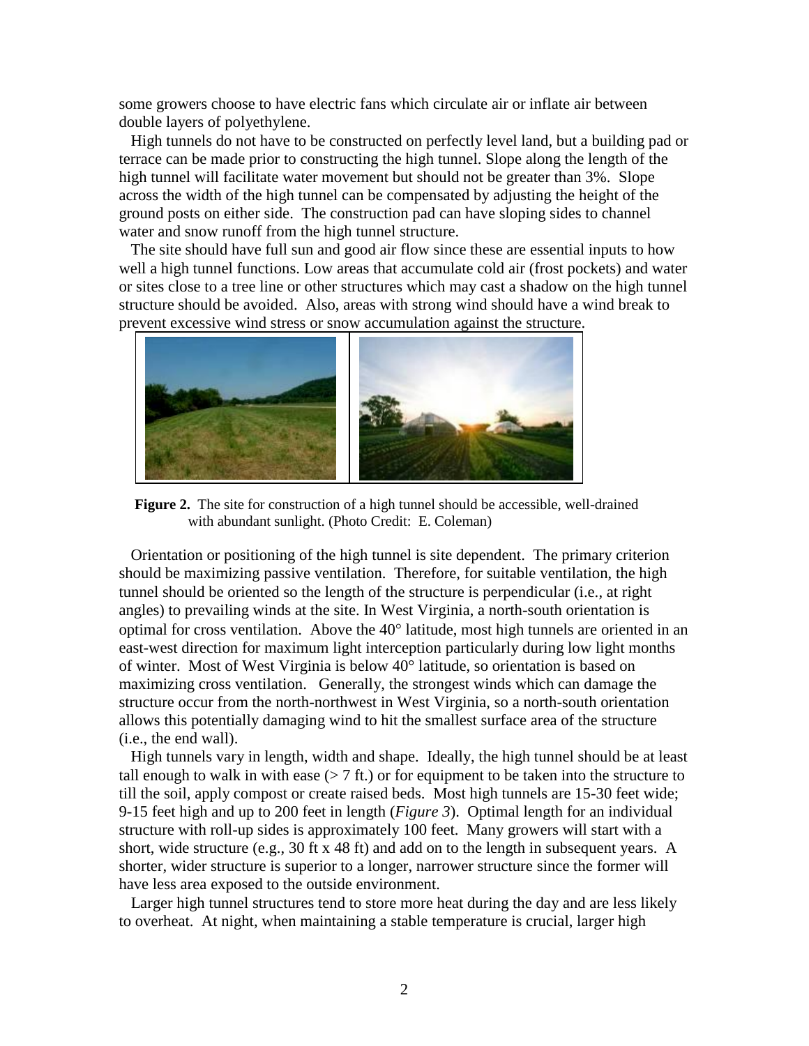some growers choose to have electric fans which circulate air or inflate air between double layers of polyethylene.

High tunnels do not have to be constructed on perfectly level land, but a building pad or terrace can be made prior to constructing the high tunnel. Slope along the length of the high tunnel will facilitate water movement but should not be greater than 3%. Slope across the width of the high tunnel can be compensated by adjusting the height of the ground posts on either side. The construction pad can have sloping sides to channel water and snow runoff from the high tunnel structure.

The site should have full sun and good air flow since these are essential inputs to how well a high tunnel functions. Low areas that accumulate cold air (frost pockets) and water or sites close to a tree line or other structures which may cast a shadow on the high tunnel structure should be avoided. Also, areas with strong wind should have a wind break to prevent excessive wind stress or snow accumulation against the structure.

**Figure 2.** The site for construction of a high tunnel should be accessible, well-drained with abundant sunlight. (Photo Credit: E. Coleman)

Orientation or positioning of the high tunnel is site dependent. The primary criterion should be maximizing passive ventilation. Therefore, for suitable ventilation, the high tunnel should be oriented so the length of the structure is perpendicular (i.e., at right angles) to prevailing winds at the site. In West Virginia, a north-south orientation is optimal for cross ventilation. Above the 40° latitude, most high tunnels are oriented in an east-west direction for maximum light interception particularly during low light months of winter. Most of West Virginia is below 40° latitude, so orientation is based on maximizing cross ventilation. Generally, the strongest winds which can damage the structure occur from the north-northwest in West Virginia, so a north-south orientation allows this potentially damaging wind to hit the smallest surface area of the structure (i.e., the end wall).

High tunnels vary in length, width and shape. Ideally, the high tunnel should be at least tall enough to walk in with ease (> 7 ft.) or for equipment to be taken into the structure to till the soil, apply compost or create raised beds. Most high tunnels are 15-30 feet wide; 9-15 feet high and up to 200 feet in length (*Figure 3*). Optimal length for an individual structure with roll-up sides is approximately 100 feet. Many growers will start with a short, wide structure (e.g., 30 ft x 48 ft) and add on to the length in subsequent years. A shorter, wider structure is superior to a longer, narrower structure since the former will have less area exposed to the outside environment.

Larger high tunnel structures tend to store more heat during the day and are less likely to overheat. At night, when maintaining a stable temperature is crucial, larger high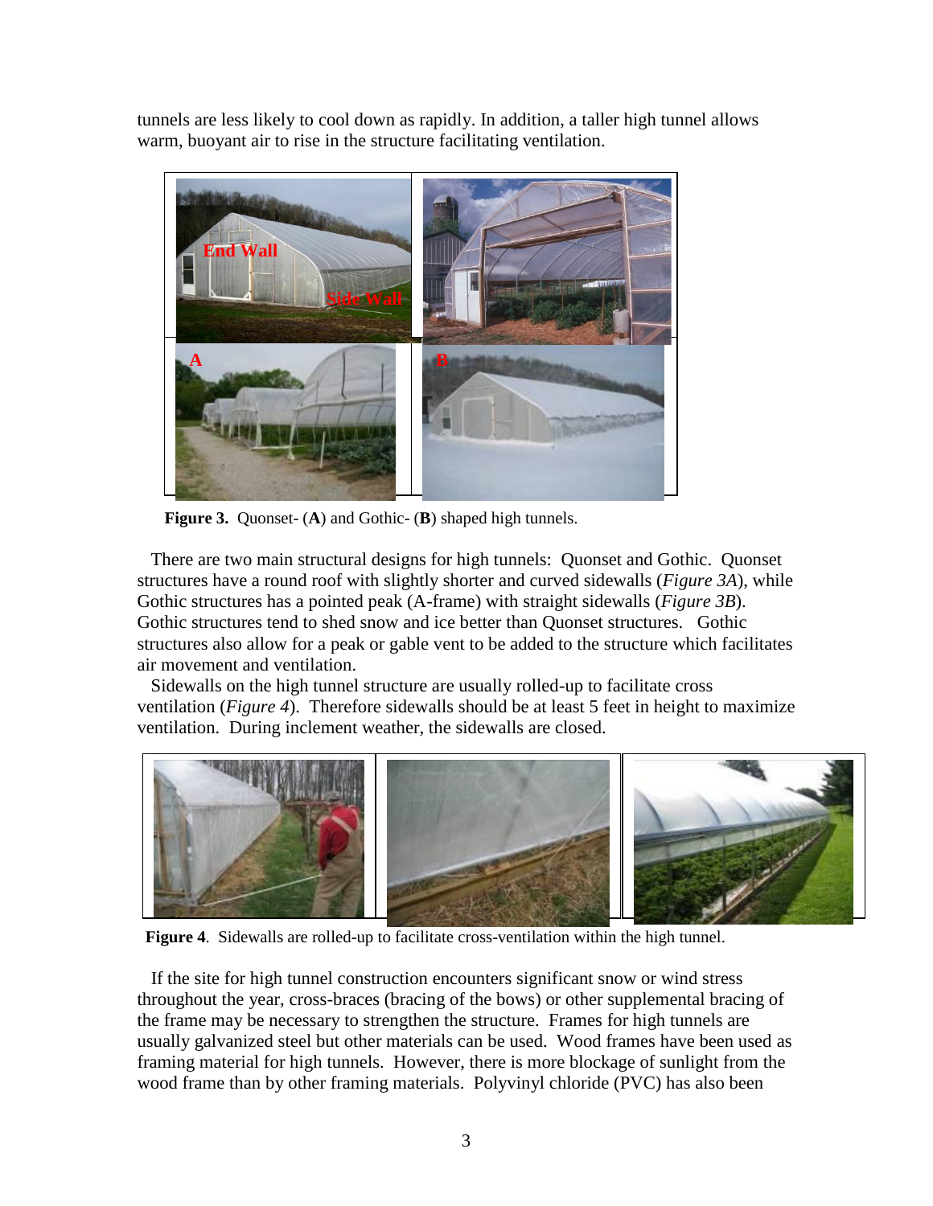tunnels are less likely to cool down as rapidly. In addition, a taller high tunnel allows warm, buoyant air to rise in the structure facilitating ventilation.

**Figure 3.** Quonset- (**A**) and Gothic- (**B**) shaped high tunnels.

There are two main structural designs for high tunnels: Quonset and Gothic. Quonset structures have a round roof with slightly shorter and curved sidewalls (*Figure 3A*), while Gothic structures has a pointed peak (A-frame) with straight sidewalls (*Figure 3B*). Gothic structures tend to shed snow and ice better than Quonset structures. Gothic structures also allow for a peak or gable vent to be added to the structure which facilitates air movement and ventilation.

Sidewalls on the high tunnel structure are usually rolled-up to facilitate cross ventilation (*Figure 4*). Therefore sidewalls should be at least 5 feet in height to maximize ventilation. During inclement weather, the sidewalls are closed.

**Figure 4**. Sidewalls are rolled-up to facilitate cross-ventilation within the high tunnel.

If the site for high tunnel construction encounters significant snow or wind stress throughout the year, cross-braces (bracing of the bows) or other supplemental bracing of the frame may be necessary to strengthen the structure. Frames for high tunnels are usually galvanized steel but other materials can be used. Wood frames have been used as framing material for high tunnels. However, there is more blockage of sunlight from the wood frame than by other framing materials. Polyvinyl chloride (PVC) has also been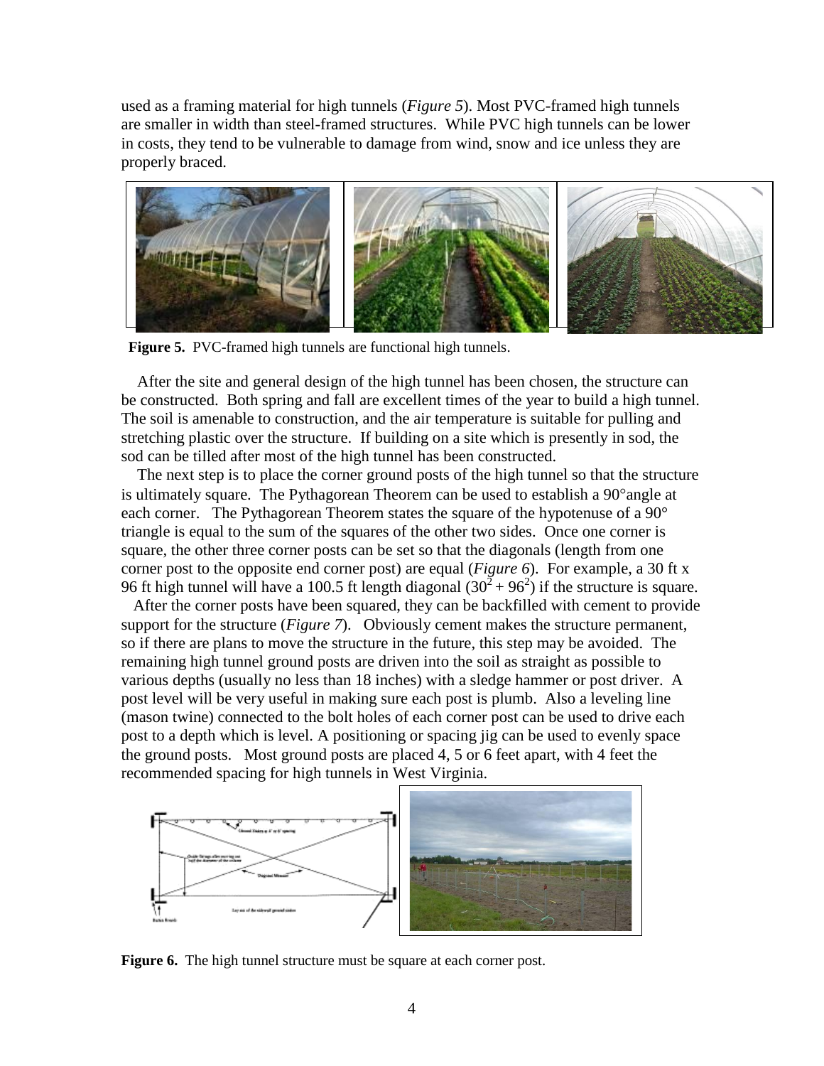used as a framing material for high tunnels (*Figure 5*). Most PVC-framed high tunnels are smaller in width than steel-framed structures. While PVC high tunnels can be lower in costs, they tend to be vulnerable to damage from wind, snow and ice unless they are properly braced.

**Figure 5.** PVC-framed high tunnels are functional high tunnels.

After the site and general design of the high tunnel has been chosen, the structure can be constructed. Both spring and fall are excellent times of the year to build a high tunnel. The soil is amenable to construction, and the air temperature is suitable for pulling and stretching plastic over the structure. If building on a site which is presently in sod, the sod can be tilled after most of the high tunnel has been constructed.

The next step is to place the corner ground posts of the high tunnel so that the structure is ultimately square. The Pythagorean Theorem can be used to establish a 90°angle at each corner. The Pythagorean Theorem states the square of the hypotenuse of a 90° triangle is equal to the sum of the squares of the other two sides. Once one corner is square, the other three corner posts can be set so that the diagonals (length from one corner post to the opposite end corner post) are equal (*Figure 6*). For example, a 30 ft x 96 ft high tunnel will have a 100.5 ft length diagonal ($30^2 + 96^2$) if the structure is square.

After the corner posts have been squared, they can be backfilled with cement to provide support for the structure (*Figure 7*). Obviously cement makes the structure permanent, so if there are plans to move the structure in the future, this step may be avoided. The remaining high tunnel ground posts are driven into the soil as straight as possible to various depths (usually no less than 18 inches) with a sledge hammer or post driver. A post level will be very useful in making sure each post is plumb. Also a leveling line (mason twine) connected to the bolt holes of each corner post can be used to drive each post to a depth which is level. A positioning or spacing jig can be used to evenly space the ground posts. Most ground posts are placed 4, 5 or 6 feet apart, with 4 feet the recommended spacing for high tunnels in West Virginia.

**Figure 6.** The high tunnel structure must be square at each corner post.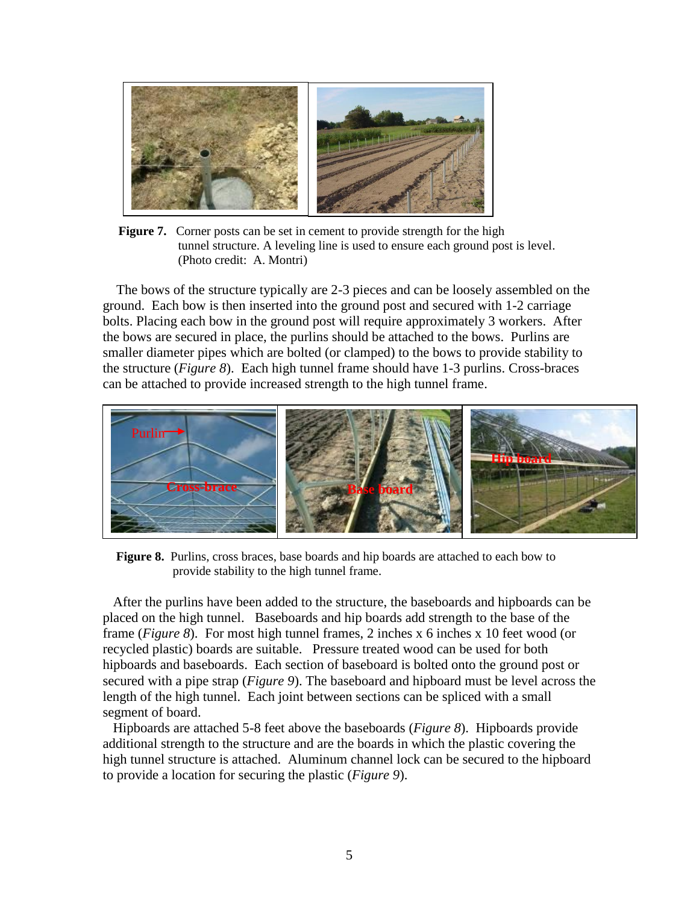**Figure 7.** Corner posts can be set in cement to provide strength for the high tunnel structure. A leveling line is used to ensure each ground post is level. (Photo credit: A. Montri)

The bows of the structure typically are 2-3 pieces and can be loosely assembled on the ground. Each bow is then inserted into the ground post and secured with 1-2 carriage bolts. Placing each bow in the ground post will require approximately 3 workers. After the bows are secured in place, the purlins should be attached to the bows. Purlins are smaller diameter pipes which are bolted (or clamped) to the bows to provide stability to the structure (*Figure 8*). Each high tunnel frame should have 1-3 purlins. Cross-braces can be attached to provide increased strength to the high tunnel frame.

**Figure 8.** Purlins, cross braces, base boards and hip boards are attached to each bow to provide stability to the high tunnel frame.

After the purlins have been added to the structure, the baseboards and hipboards can be placed on the high tunnel. Baseboards and hip boards add strength to the base of the frame (*Figure 8*). For most high tunnel frames, 2 inches x 6 inches x 10 feet wood (or recycled plastic) boards are suitable. Pressure treated wood can be used for both hipboards and baseboards. Each section of baseboard is bolted onto the ground post or secured with a pipe strap (*Figure 9*). The baseboard and hipboard must be level across the length of the high tunnel. Each joint between sections can be spliced with a small segment of board.

Hipboards are attached 5-8 feet above the baseboards (*Figure 8*). Hipboards provide additional strength to the structure and are the boards in which the plastic covering the high tunnel structure is attached. Aluminum channel lock can be secured to the hipboard to provide a location for securing the plastic (*Figure 9*).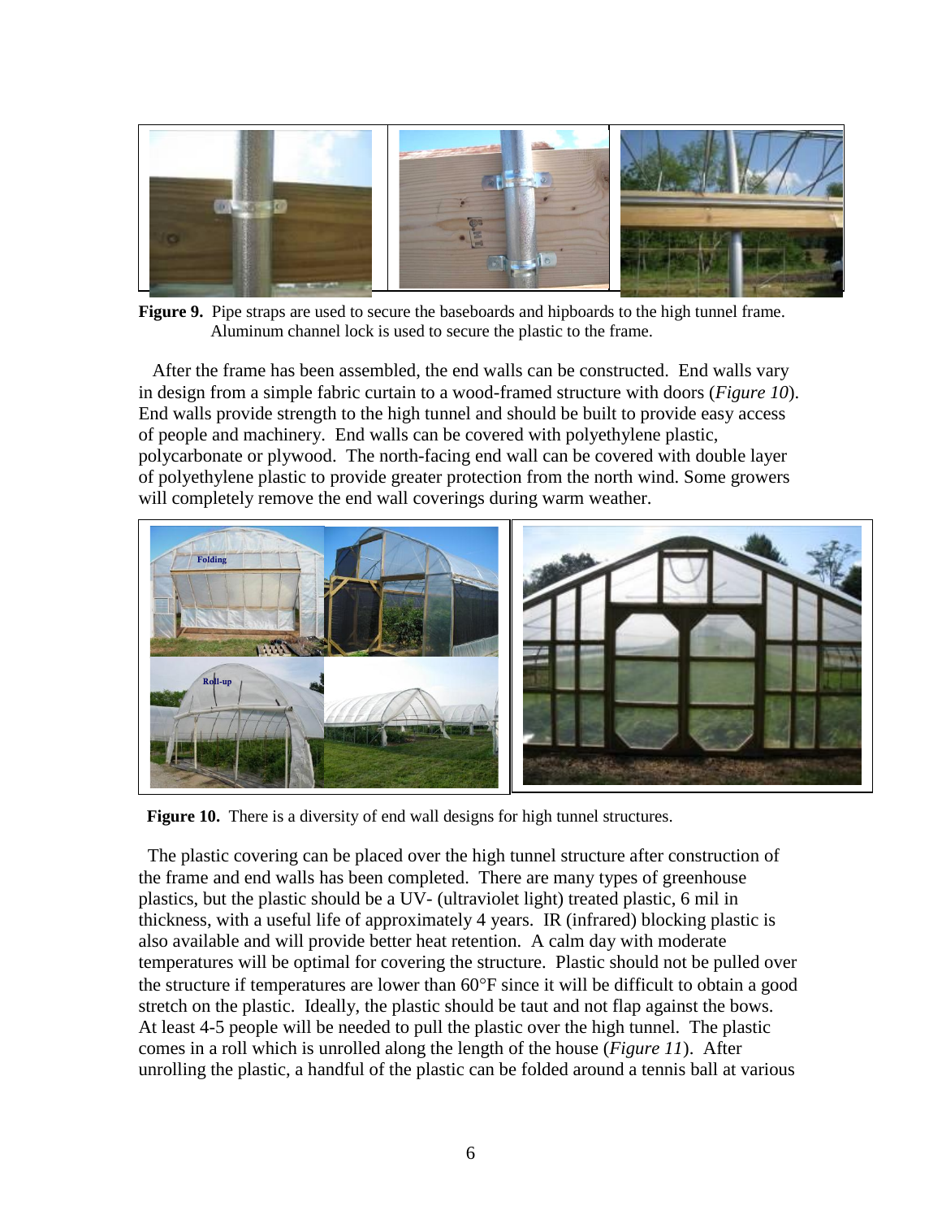**Figure 9.** Pipe straps are used to secure the baseboards and hipboards to the high tunnel frame. Aluminum channel lock is used to secure the plastic to the frame.

After the frame has been assembled, the end walls can be constructed. End walls vary in design from a simple fabric curtain to a wood-framed structure with doors (*Figure 10*). End walls provide strength to the high tunnel and should be built to provide easy access of people and machinery. End walls can be covered with polyethylene plastic, polycarbonate or plywood. The north-facing end wall can be covered with double layer of polyethylene plastic to provide greater protection from the north wind. Some growers will completely remove the end wall coverings during warm weather.

**Figure 10.** There is a diversity of end wall designs for high tunnel structures.

The plastic covering can be placed over the high tunnel structure after construction of the frame and end walls has been completed. There are many types of greenhouse plastics, but the plastic should be a UV- (ultraviolet light) treated plastic, 6 mil in thickness, with a useful life of approximately 4 years. IR (infrared) blocking plastic is also available and will provide better heat retention. A calm day with moderate temperatures will be optimal for covering the structure. Plastic should not be pulled over the structure if temperatures are lower than 60°F since it will be difficult to obtain a good stretch on the plastic. Ideally, the plastic should be taut and not flap against the bows. At least 4-5 people will be needed to pull the plastic over the high tunnel. The plastic comes in a roll which is unrolled along the length of the house (*Figure 11*). After unrolling the plastic, a handful of the plastic can be folded around a tennis ball at various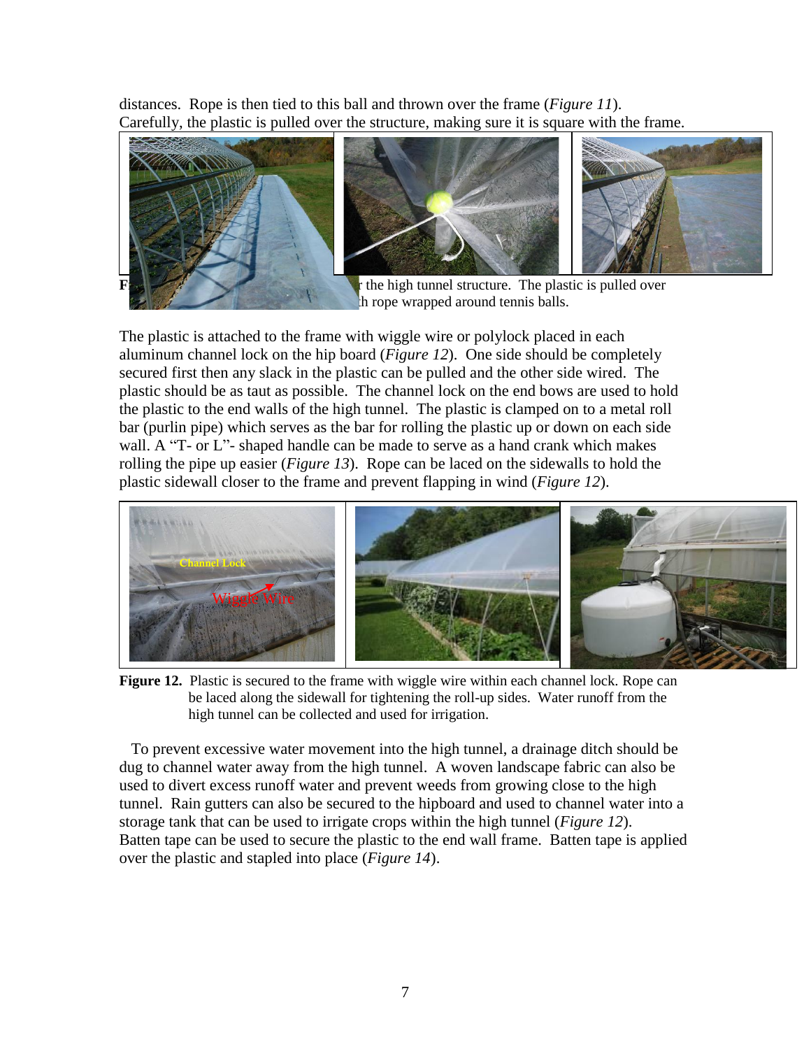distances. Rope is then tied to this ball and thrown over the frame (*Figure 11*). Carefully, the plastic is pulled over the structure, making sure it is square with the frame.

F r the high tunnel structure. The plastic is pulled over h rope wrapped around tennis balls.

The plastic is attached to the frame with wiggle wire or polylock placed in each aluminum channel lock on the hip board (*Figure 12*). One side should be completely secured first then any slack in the plastic can be pulled and the other side wired. The plastic should be as taut as possible. The channel lock on the end bows are used to hold the plastic to the end walls of the high tunnel. The plastic is clamped on to a metal roll bar (purlin pipe) which serves as the bar for rolling the plastic up or down on each side wall. A "T- or L"- shaped handle can be made to serve as a hand crank which makes rolling the pipe up easier (*Figure 13*). Rope can be laced on the sidewalls to hold the plastic sidewall closer to the frame and prevent flapping in wind (*Figure 12*).

**Figure 12.** Plastic is secured to the frame with wiggle wire within each channel lock. Rope can be laced along the sidewall for tightening the roll-up sides. Water runoff from the high tunnel can be collected and used for irrigation.

To prevent excessive water movement into the high tunnel, a drainage ditch should be dug to channel water away from the high tunnel. A woven landscape fabric can also be used to divert excess runoff water and prevent weeds from growing close to the high tunnel. Rain gutters can also be secured to the hipboard and used to channel water into a storage tank that can be used to irrigate crops within the high tunnel (*Figure 12*). Batten tape can be used to secure the plastic to the end wall frame. Batten tape is applied over the plastic and stapled into place (*Figure 14*).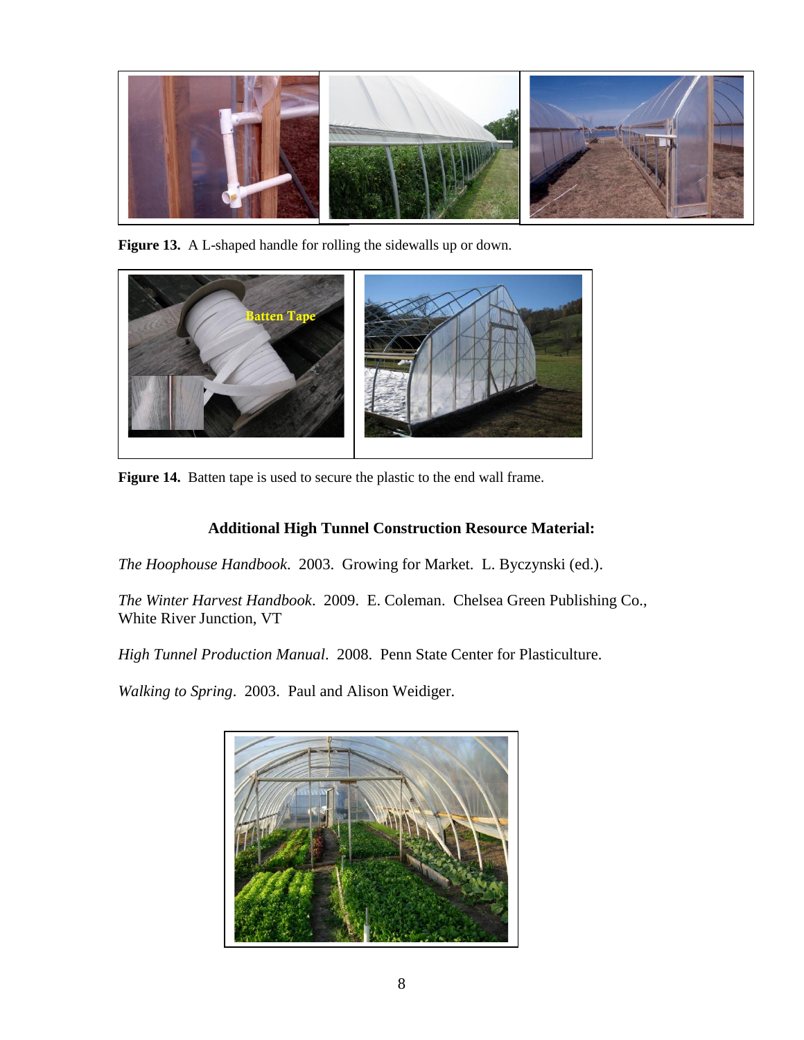**Figure 13.** A L-shaped handle for rolling the sidewalls up or down.

**Figure 14.** Batten tape is used to secure the plastic to the end wall frame.

## Additional High Tunnel Construction Resource Material:

*The Hoophouse Handbook*. 2003. Growing for Market. L. Byczynski (ed.).

*The Winter Harvest Handbook*. 2009. E. Coleman. Chelsea Green Publishing Co., White River Junction, VT

*High Tunnel Production Manual*. 2008. Penn State Center for Plasticulture.

*Walking to Spring*. 2003. Paul and Alison Weidiger.